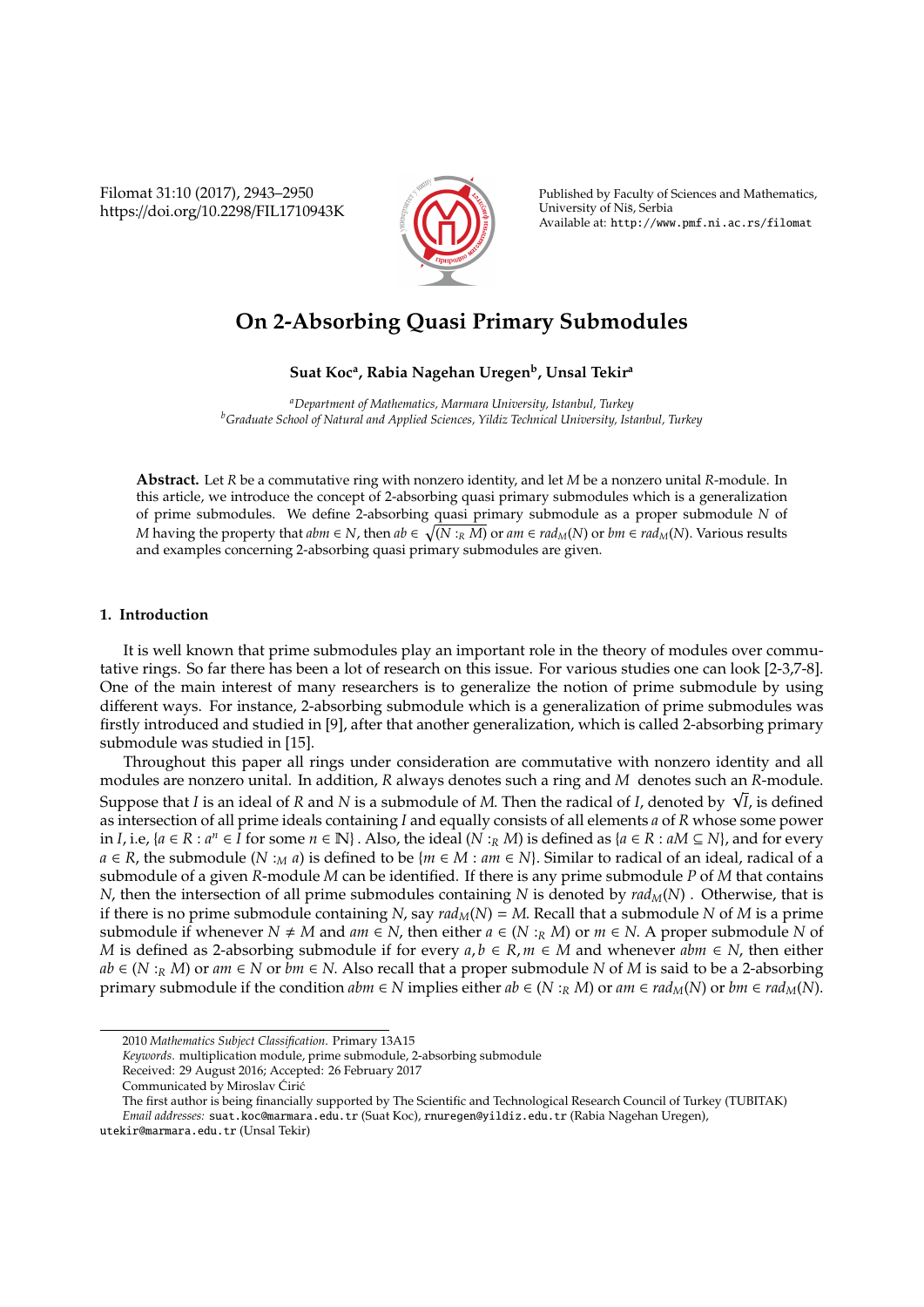# On 2-Absorbing Quasi Primary Submodules

**Suat Koc[a], Rabia Nagehan Uregen[b], Unsal Tekir[a]**

[a]*Department of Mathematics, Marmara University, Istanbul, Turkey*
[b]*Graduate School of Natural and Applied Sciences, Yildiz Technical University, Istanbul, Turkey*

**Abstract.** Let $R$ be a commutative ring with nonzero identity, and let $M$ be a nonzero unital $R$-module. In this article, we introduce the concept of 2-absorbing quasi primary submodules which is a generalization of prime submodules. We define 2-absorbing quasi primary submodule as a proper submodule $N$ of $M$ having the property that $abm \in N$, then $ab \in \sqrt{(N :_R M)}$ or $am \in rad_M(N)$ or $bm \in rad_M(N)$. Various results and examples concerning 2-absorbing quasi primary submodules are given.

## 1. Introduction

It is well known that prime submodules play an important role in the theory of modules over commutative rings. So far there has been a lot of research on this issue. For various studies one can look [2-3,7-8]. One of the main interest of many researchers is to generalize the notion of prime submodule by using different ways. For instance, 2-absorbing submodule which is a generalization of prime submodules was firstly introduced and studied in [9], after that another generalization, which is called 2-absorbing primary submodule was studied in [15].

Throughout this paper all rings under consideration are commutative with nonzero identity and all modules are nonzero unital. In addition, $R$ always denotes such a ring and $M$ denotes such an $R$-module. Suppose that $I$ is an ideal of $R$ and $N$ is a submodule of $M$. Then the radical of $I$, denoted by $\sqrt{I}$, is defined as intersection of all prime ideals containing $I$ and equally consists of all elements $a$ of $R$ whose some power in $I$, i.e, $\{a \in R : a^n \in I$ for some $n \in \mathbb{N}\}$ . Also, the ideal $(N :_R M)$ is defined as $\{a \in R : aM \subseteq N\}$, and for every $a \in R$, the submodule $(N :_M a)$ is defined to be $\{m \in M : am \in N\}$. Similar to radical of an ideal, radical of a submodule of a given $R$-module $M$ can be identified. If there is any prime submodule $P$ of $M$ that contains $N$, then the intersection of all prime submodules containing $N$ is denoted by $rad_M(N)$ . Otherwise, that is if there is no prime submodule containing $N$, say $rad_M(N) = M$. Recall that a submodule $N$ of $M$ is a prime submodule if whenever $N \neq M$ and $am \in N$, then either $a \in (N :_R M)$ or $m \in N$. A proper submodule $N$ of $M$ is defined as 2-absorbing submodule if for every $a, b \in R, m \in M$ and whenever $abm \in N$, then either $ab \in (N :_R M)$ or $am \in N$ or $bm \in N$. Also recall that a proper submodule $N$ of $M$ is said to be a 2-absorbing primary submodule if the condition $abm \in N$ implies either $ab \in (N :_R M)$ or $am \in rad_M(N)$ or $bm \in rad_M(N)$.

---

2010 *Mathematics Subject Classification.* Primary 13A15

*Keywords.* multiplication module, prime submodule, 2-absorbing submodule

Received: 29 August 2016; Accepted: 26 February 2017

Communicated by Miroslav Ćirić

The first author is being financially supported by The Scientific and Technological Research Council of Turkey (TUBITAK)

*Email addresses:* suat.koc@marmara.edu.tr (Suat Koc), rnuregen@yildiz.edu.tr (Rabia Nagehan Uregen), utekir@marmara.edu.tr (Unsal Tekir)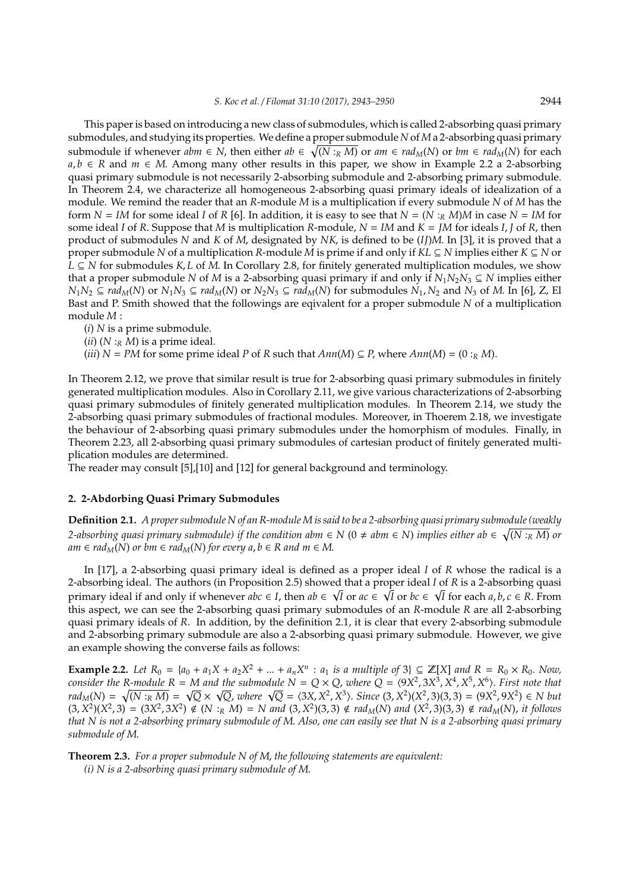This paper is based on introducing a new class of submodules, which is called 2-absorbing quasi primary submodules, and studying its properties. We define a proper submodule $N$ of $M$ a 2-absorbing quasi primary submodule if whenever $abm \in N$, then either $ab \in \sqrt{(N :_R M)}$ or $am \in rad_M(N)$ or $bm \in rad_M(N)$ for each $a, b \in R$ and $m \in M$. Among many other results in this paper, we show in Example 2.2 a 2-absorbing quasi primary submodule is not necessarily 2-absorbing submodule and 2-absorbing primary submodule. In Theorem 2.4, we characterize all homogeneous 2-absorbing quasi primary ideals of idealization of a module. We remind the reader that an $R$-module $M$ is a multiplication if every submodule $N$ of $M$ has the form $N = IM$ for some ideal $I$ of $R$ [6]. In addition, it is easy to see that $N = (N :_R M)M$ in case $N = IM$ for some ideal $I$ of $R$. Suppose that $M$ is multiplication $R$-module, $N = IM$ and $K = JM$ for ideals $I, J$ of $R$, then product of submodules $N$ and $K$ of $M$, designated by $NK$, is defined to be $(IJ)M$. In [3], it is proved that a proper submodule $N$ of a multiplication $R$-module $M$ is prime if and only if $KL \subseteq N$ implies either $K \subseteq N$ or $L \subseteq N$ for submodules $K, L$ of $M$. In Corollary 2.8, for finitely generated multiplication modules, we show that a proper submodule $N$ of $M$ is a 2-absorbing quasi primary if and only if $N_1N_2N_3 \subseteq N$ implies either $N_1N_2 \subseteq rad_M(N)$ or $N_1N_3 \subseteq rad_M(N)$ or $N_2N_3 \subseteq rad_M(N)$ for submodules $N_1, N_2$ and $N_3$ of $M$. In [6], Z, El Bast and P. Smith showed that the followings are eqivalent for a proper submodule $N$ of a multiplication module $M$ :

($i$) $N$ is a prime submodule.

($ii$) $(N :_R M)$ is a prime ideal.

($iii$) $N = PM$ for some prime ideal $P$ of $R$ such that $Ann(M) \subseteq P$, where $Ann(M) = (0 :_R M)$.

In Theorem 2.12, we prove that similar result is true for 2-absorbing quasi primary submodules in finitely generated multiplication modules. Also in Corollary 2.11, we give various characterizations of 2-absorbing quasi primary submodules of finitely generated multiplication modules. In Theorem 2.14, we study the 2-absorbing quasi primary submodules of fractional modules. Moreover, in Thoerem 2.18, we investigate the behaviour of 2-absorbing quasi primary submodules under the homorphism of modules. Finally, in Theorem 2.23, all 2-absorbing quasi primary submodules of cartesian product of finitely generated multiplication modules are determined.

The reader may consult [5],[10] and [12] for general background and terminology.

## 2. 2-Abdorbing Quasi Primary Submodules

**Definition 2.1.** *A proper submodule $N$ of an $R$-module $M$ is said to be a 2-absorbing quasi primary submodule (weakly 2-absorbing quasi primary submodule) if the condition $abm \in N$ ($0 \neq abm \in N$) implies either $ab \in \sqrt{(N :_R M)}$ or $am \in rad_M(N)$ or $bm \in rad_M(N)$ for every $a, b \in R$ and $m \in M$.*

In [17], a 2-absorbing quasi primary ideal is defined as a proper ideal $I$ of $R$ whose the radical is a 2-absorbing ideal. The authors (in Proposition 2.5) showed that a proper ideal $I$ of $R$ is a 2-absorbing quasi primary ideal if and only if whenever $abc \in I$, then $ab \in \sqrt{I}$ or $ac \in \sqrt{I}$ or $bc \in \sqrt{I}$ for each $a, b, c \in R$. From this aspect, we can see the 2-absorbing quasi primary submodules of an $R$-module $R$ are all 2-absorbing quasi primary ideals of $R$. In addition, by the definition 2.1, it is clear that every 2-absorbing submodule and 2-absorbing primary submodule are also a 2-absorbing quasi primary submodule. However, we give an example showing the converse fails as follows:

**Example 2.2.** *Let $R_0 = \{a_0 + a_1X + a_2X^2 + ... + a_nX^n : a_1$ is a multiple of $3\} \subseteq \mathbb{Z}[X]$ and $R = R_0 \times R_0$. Now, consider the $R$-module $R = M$ and the submodule $N = Q \times Q$, where $Q = \langle 9X^2, 3X^3, X^4, X^5, X^6 \rangle$. First note that $rad_M(N) = \sqrt{(N :_R M)} = \sqrt{Q} \times \sqrt{Q}$, where $\sqrt{Q} = \langle 3X, X^2, X^3 \rangle$. Since $(3, X^2)(X^2, 3)(3, 3) = (9X^2, 9X^2) \in N$ but $(3, X^2)(X^2, 3) = (3X^2, 3X^2) \notin (N :_R M) = N$ and $(3, X^2)(3, 3) \notin rad_M(N)$ and $(X^2, 3)(3, 3) \notin rad_M(N)$, it follows that $N$ is not a 2-absorbing primary submodule of $M$. Also, one can easily see that $N$ is a 2-absorbing quasi primary submodule of $M$.*

**Theorem 2.3.** *For a proper submodule $N$ of $M$, the following statements are equivalent:*

*(i) $N$ is a 2-absorbing quasi primary submodule of $M$.*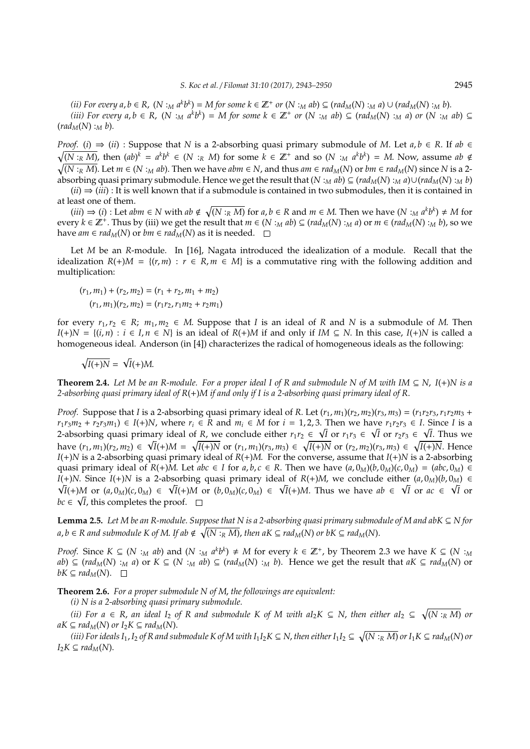*(ii) For every $a, b \in R$, $(N :_M a^k b^k) = M$ for some $k \in \mathbb{Z}^+$ or $(N :_M ab) \subseteq (rad_M(N) :_M a) \cup (rad_M(N) :_M b)$.*

*(iii) For every $a, b \in R$, $(N :_M a^k b^k) = M$ for some $k \in \mathbb{Z}^+$ or $(N :_M ab) \subseteq (rad_M(N) :_M a)$ or $(N :_M ab) \subseteq (rad_M(N) :_M b)$.*

*Proof.* $(i) \Rightarrow (ii)$ : Suppose that $N$ is a 2-absorbing quasi primary submodule of $M$. Let $a, b \in R$. If $ab \in \sqrt{(N :_R M)}$, then $(ab)^k = a^k b^k \in (N :_R M)$ for some $k \in \mathbb{Z}^+$ and so $(N :_M a^k b^k) = M$. Now, assume $ab \notin \sqrt{(N :_R M)}$. Let $m \in (N :_M ab)$. Then we have $abm \in N$, and thus $am \in rad_M(N)$ or $bm \in rad_M(N)$ since $N$ is a 2-absorbing quasi primary submodule. Hence we get the result that $(N :_M ab) \subseteq (rad_M(N) :_M a) \cup (rad_M(N) :_M b)$

$(ii) \Rightarrow (iii)$ : It is well known that if a submodule is contained in two submodules, then it is contained in at least one of them.

$(iii) \Rightarrow (i)$ : Let $abm \in N$ with $ab \notin \sqrt{(N :_R M)}$ for $a, b \in R$ and $m \in M$. Then we have $(N :_M a^k b^k) \neq M$ for every $k \in \mathbb{Z}^+$. Thus by (iii) we get the result that $m \in (N :_M ab) \subseteq (rad_M(N) :_M a)$ or $m \in (rad_M(N) :_M b)$, so we have $am \in rad_M(N)$ or $bm \in rad_M(N)$ as it is needed. $\square$

Let $M$ be an $R$-module. In [16], Nagata introduced the idealization of a module. Recall that the idealization $R(+)M = \{(r, m) : r \in R, m \in M\}$ is a commutative ring with the following addition and multiplication:

$$(r_1, m_1) + (r_2, m_2) = (r_1 + r_2, m_1 + m_2)$$
$$(r_1, m_1)(r_2, m_2) = (r_1 r_2, r_1 m_2 + r_2 m_1)$$

for every $r_1, r_2 \in R$; $m_1, m_2 \in M$. Suppose that $I$ is an ideal of $R$ and $N$ is a submodule of $M$. Then $I(+)N = \{(i, n) : i \in I, n \in N\}$ is an ideal of $R(+)M$ if and only if $IM \subseteq N$. In this case, $I(+)N$ is called a homogeneous ideal. Anderson (in [4]) characterizes the radical of homogeneous ideals as the following:

$$\sqrt{I(+)N} = \sqrt{I}(+)M.$$

**Theorem 2.4.** *Let $M$ be an $R$-module. For a proper ideal $I$ of $R$ and submodule $N$ of $M$ with $IM \subseteq N$, $I(+)N$ is a 2-absorbing quasi primary ideal of $R(+)M$ if and only if $I$ is a 2-absorbing quasi primary ideal of $R$.*

*Proof.* Suppose that $I$ is a 2-absorbing quasi primary ideal of $R$. Let $(r_1, m_1)(r_2, m_2)(r_3, m_3) = (r_1 r_2 r_3, r_1 r_2 m_3 + r_1 r_3 m_2 + r_2 r_3 m_1) \in I(+)N$, where $r_i \in R$ and $m_i \in M$ for $i = 1, 2, 3$. Then we have $r_1 r_2 r_3 \in I$. Since $I$ is a 2-absorbing quasi primary ideal of $R$, we conclude either $r_1 r_2 \in \sqrt{I}$ or $r_1 r_3 \in \sqrt{I}$ or $r_2 r_3 \in \sqrt{I}$. Thus we have $(r_1, m_1)(r_2, m_2) \in \sqrt{I}(+)M = \sqrt{I(+)N}$ or $(r_1, m_1)(r_3, m_3) \in \sqrt{I(+)N}$ or $(r_2, m_2)(r_3, m_3) \in \sqrt{I(+)N}$. Hence $I(+)N$ is a 2-absorbing quasi primary ideal of $R(+)M$. For the converse, assume that $I(+)N$ is a 2-absorbing quasi primary ideal of $R(+)M$. Let $abc \in I$ for $a, b, c \in R$. Then we have $(a, 0_M)(b, 0_M)(c, 0_M) = (abc, 0_M) \in I(+)N$. Since $I(+)N$ is a 2-absorbing quasi primary ideal of $R(+)M$, we conclude either $(a, 0_M)(b, 0_M) \in \sqrt{I}(+)M$ or $(a, 0_M)(c, 0_M) \in \sqrt{I}(+)M$ or $(b, 0_M)(c, 0_M) \in \sqrt{I}(+)M$. Thus we have $ab \in \sqrt{I}$ or $ac \in \sqrt{I}$ or $bc \in \sqrt{I}$, this completes the proof. $\square$

**Lemma 2.5.** *Let $M$ be an $R$-module. Suppose that $N$ is a 2-absorbing quasi primary submodule of $M$ and $abK \subseteq N$ for $a, b \in R$ and submodule $K$ of $M$. If $ab \notin \sqrt{(N :_R M)}$, then $aK \subseteq rad_M(N)$ or $bK \subseteq rad_M(N)$.*

*Proof.* Since $K \subseteq (N :_M ab)$ and $(N :_M a^k b^k) \neq M$ for every $k \in \mathbb{Z}^+$, by Theorem 2.3 we have $K \subseteq (N :_M ab) \subseteq (rad_M(N) :_M a)$ or $K \subseteq (N :_M ab) \subseteq (rad_M(N) :_M b)$. Hence we get the result that $aK \subseteq rad_M(N)$ or $bK \subseteq rad_M(N)$. $\square$

**Theorem 2.6.** *For a proper submodule $N$ of $M$, the followings are equivalent:*

*(i) $N$ is a 2-absorbing quasi primary submodule.*

*(ii) For $a \in R$, an ideal $I_2$ of $R$ and submodule $K$ of $M$ with $aI_2 K \subseteq N$, then either $aI_2 \subseteq \sqrt{(N :_R M)}$ or $aK \subseteq rad_M(N)$ or $I_2 K \subseteq rad_M(N)$.*

*(iii) For ideals $I_1, I_2$ of $R$ and submodule $K$ of $M$ with $I_1 I_2 K \subseteq N$, then either $I_1 I_2 \subseteq \sqrt{(N :_R M)}$ or $I_1 K \subseteq rad_M(N)$ or $I_2 K \subseteq rad_M(N)$.*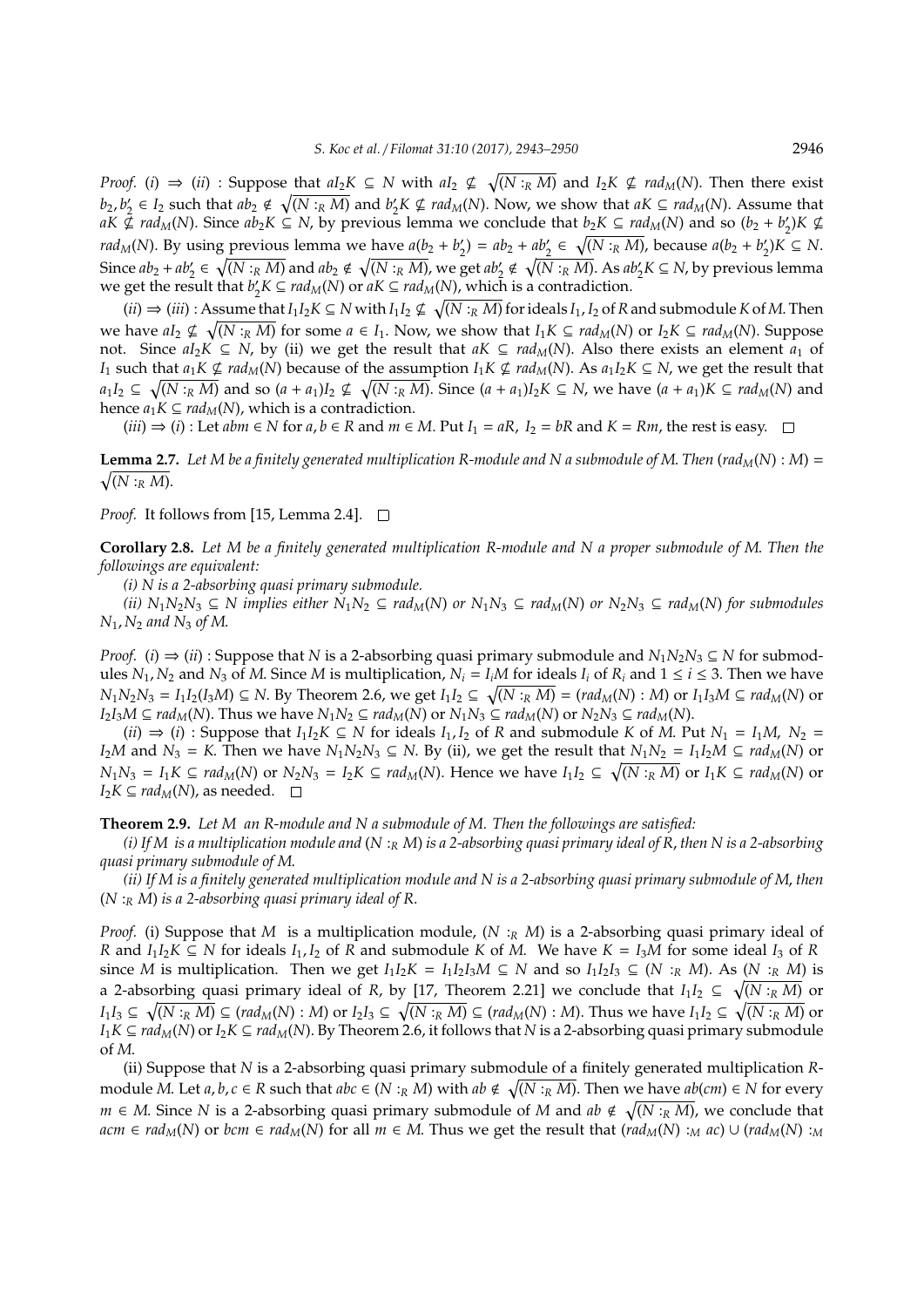*Proof.* (i) $\Rightarrow$ (ii) : Suppose that $aI_2K \subseteq N$ with $aI_2 \nsubseteq \sqrt{(N :_R M)}$ and $I_2K \nsubseteq rad_M(N)$. Then there exist $b_2, b_2' \in I_2$ such that $ab_2 \notin \sqrt{(N :_R M)}$ and $b_2'K \nsubseteq rad_M(N)$. Now, we show that $aK \subseteq rad_M(N)$. Assume that $aK \nsubseteq rad_M(N)$. Since $ab_2K \subseteq N$, by previous lemma we conclude that $b_2K \subseteq rad_M(N)$ and so $(b_2 + b_2')K \nsubseteq rad_M(N)$. By using previous lemma we have $a(b_2 + b_2') = ab_2 + ab_2' \in \sqrt{(N :_R M)}$, because $a(b_2 + b_2')K \subseteq N$. Since $ab_2 + ab_2' \in \sqrt{(N :_R M)}$ and $ab_2 \notin \sqrt{(N :_R M)}$, we get $ab_2' \notin \sqrt{(N :_R M)}$. As $ab_2'K \subseteq N$, by previous lemma we get the result that $b_2'K \subseteq rad_M(N)$ or $aK \subseteq rad_M(N)$, which is a contradiction.

(ii) $\Rightarrow$ (iii) : Assume that $I_1I_2K \subseteq N$ with $I_1I_2 \nsubseteq \sqrt{(N :_R M)}$ for ideals $I_1, I_2$ of $R$ and submodule $K$ of $M$. Then we have $aI_2 \nsubseteq \sqrt{(N :_R M)}$ for some $a \in I_1$. Now, we show that $I_1K \subseteq rad_M(N)$ or $I_2K \subseteq rad_M(N)$. Suppose not. Since $aI_2K \subseteq N$, by (ii) we get the result that $aK \subseteq rad_M(N)$. Also there exists an element $a_1$ of $I_1$ such that $a_1K \nsubseteq rad_M(N)$ because of the assumption $I_1K \nsubseteq rad_M(N)$. As $a_1I_2K \subseteq N$, we get the result that $a_1I_2 \subseteq \sqrt{(N :_R M)}$ and so $(a + a_1)I_2 \nsubseteq \sqrt{(N :_R M)}$. Since $(a + a_1)I_2K \subseteq N$, we have $(a + a_1)K \subseteq rad_M(N)$ and hence $a_1K \subseteq rad_M(N)$, which is a contradiction.

(iii) $\Rightarrow$ (i) : Let $abm \in N$ for $a, b \in R$ and $m \in M$. Put $I_1 = aR$, $I_2 = bR$ and $K = Rm$, the rest is easy. $\square$

**Lemma 2.7.** *Let $M$ be a finitely generated multiplication $R$-module and $N$ a submodule of $M$. Then $(rad_M(N) : M) = \sqrt{(N :_R M)}$.*

*Proof.* It follows from [15, Lemma 2.4]. $\square$

**Corollary 2.8.** *Let $M$ be a finitely generated multiplication $R$-module and $N$ a proper submodule of $M$. Then the followings are equivalent:*

*(i) $N$ is a 2-absorbing quasi primary submodule.*

*(ii) $N_1N_2N_3 \subseteq N$ implies either $N_1N_2 \subseteq rad_M(N)$ or $N_1N_3 \subseteq rad_M(N)$ or $N_2N_3 \subseteq rad_M(N)$ for submodules $N_1, N_2$ and $N_3$ of $M$.*

*Proof.* (i) $\Rightarrow$ (ii) : Suppose that $N$ is a 2-absorbing quasi primary submodule and $N_1N_2N_3 \subseteq N$ for submodules $N_1, N_2$ and $N_3$ of $M$. Since $M$ is multiplication, $N_i = I_iM$ for ideals $I_i$ of $R_i$ and $1 \leq i \leq 3$. Then we have $N_1N_2N_3 = I_1I_2(I_3M) \subseteq N$. By Theorem 2.6, we get $I_1I_2 \subseteq \sqrt{(N :_R M)} = (rad_M(N) : M)$ or $I_1I_3M \subseteq rad_M(N)$ or $I_2I_3M \subseteq rad_M(N)$. Thus we have $N_1N_2 \subseteq rad_M(N)$ or $N_1N_3 \subseteq rad_M(N)$ or $N_2N_3 \subseteq rad_M(N)$.

(ii) $\Rightarrow$ (i) : Suppose that $I_1I_2K \subseteq N$ for ideals $I_1, I_2$ of $R$ and submodule $K$ of $M$. Put $N_1 = I_1M$, $N_2 = I_2M$ and $N_3 = K$. Then we have $N_1N_2N_3 \subseteq N$. By (ii), we get the result that $N_1N_2 = I_1I_2M \subseteq rad_M(N)$ or $N_1N_3 = I_1K \subseteq rad_M(N)$ or $N_2N_3 = I_2K \subseteq rad_M(N)$. Hence we have $I_1I_2 \subseteq \sqrt{(N :_R M)}$ or $I_1K \subseteq rad_M(N)$ or $I_2K \subseteq rad_M(N)$, as needed. $\square$

**Theorem 2.9.** *Let $M$ an $R$-module and $N$ a submodule of $M$. Then the followings are satisfied:*

*(i) If $M$ is a multiplication module and $(N :_R M)$ is a 2-absorbing quasi primary ideal of $R$, then $N$ is a 2-absorbing quasi primary submodule of $M$.*

*(ii) If $M$ is a finitely generated multiplication module and $N$ is a 2-absorbing quasi primary submodule of $M$, then $(N :_R M)$ is a 2-absorbing quasi primary ideal of $R$.*

*Proof.* (i) Suppose that $M$ is a multiplication module, $(N :_R M)$ is a 2-absorbing quasi primary ideal of $R$ and $I_1I_2K \subseteq N$ for ideals $I_1, I_2$ of $R$ and submodule $K$ of $M$. We have $K = I_3M$ for some ideal $I_3$ of $R$ since $M$ is multiplication. Then we get $I_1I_2K = I_1I_2I_3M \subseteq N$ and so $I_1I_2I_3 \subseteq (N :_R M)$. As $(N :_R M)$ is a 2-absorbing quasi primary ideal of $R$, by [17, Theorem 2.21] we conclude that $I_1I_2 \subseteq \sqrt{(N :_R M)}$ or $I_1I_3 \subseteq \sqrt{(N :_R M)} \subseteq (rad_M(N) : M)$ or $I_2I_3 \subseteq \sqrt{(N :_R M)} \subseteq (rad_M(N) : M)$. Thus we have $I_1I_2 \subseteq \sqrt{(N :_R M)}$ or $I_1K \subseteq rad_M(N)$ or $I_2K \subseteq rad_M(N)$. By Theorem 2.6, it follows that $N$ is a 2-absorbing quasi primary submodule of $M$.

(ii) Suppose that $N$ is a 2-absorbing quasi primary submodule of a finitely generated multiplication $R$-module $M$. Let $a, b, c \in R$ such that $abc \in (N :_R M)$ with $ab \notin \sqrt{(N :_R M)}$. Then we have $ab(cm) \in N$ for every $m \in M$. Since $N$ is a 2-absorbing quasi primary submodule of $M$ and $ab \notin \sqrt{(N :_R M)}$, we conclude that $acm \in rad_M(N)$ or $bcm \in rad_M(N)$ for all $m \in M$. Thus we get the result that $(rad_M(N) :_M ac) \cup (rad_M(N) :_M$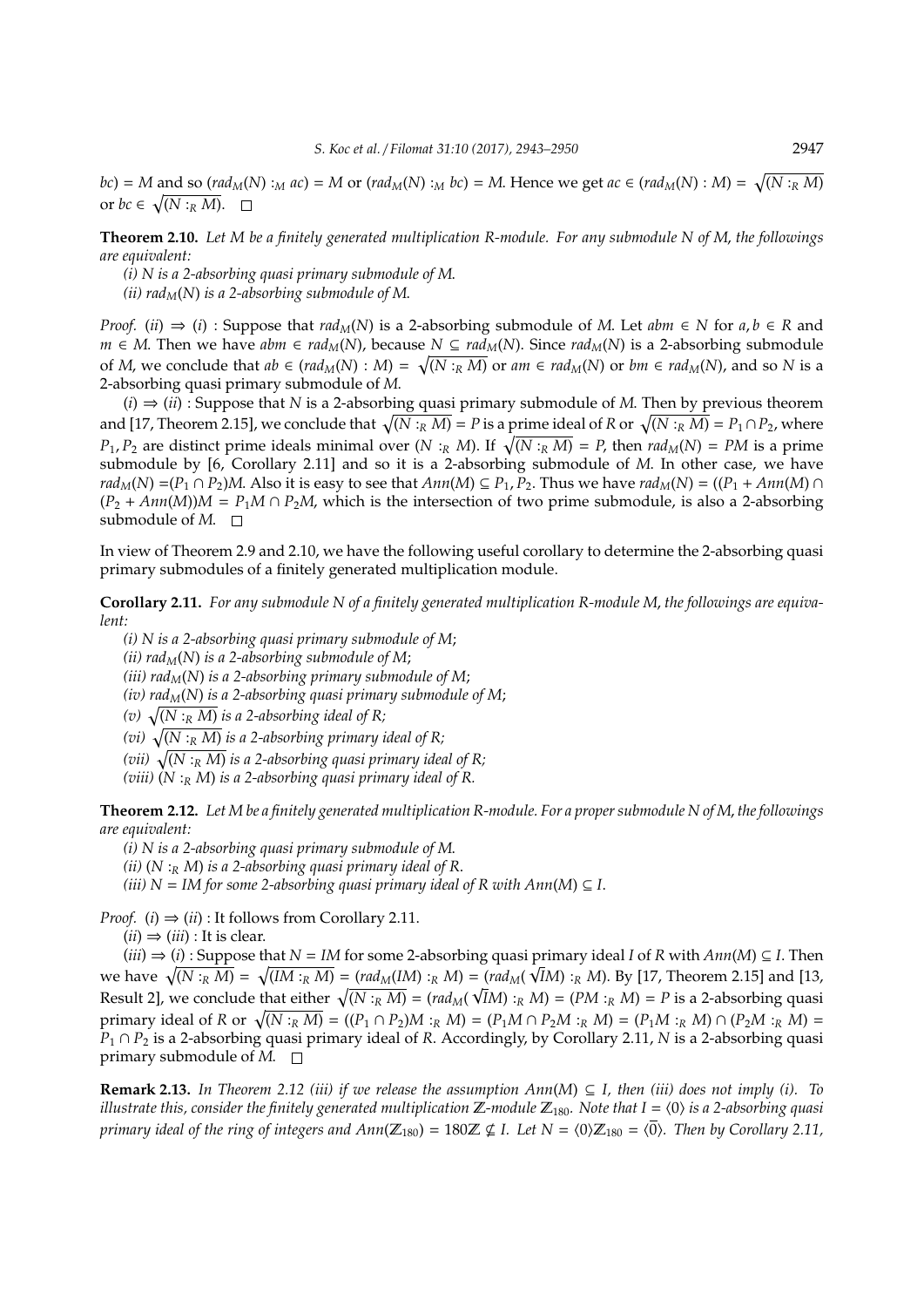$bc) = M$ and so $(rad_M(N) :_M ac) = M$ or $(rad_M(N) :_M bc) = M$. Hence we get $ac \in (rad_M(N) : M) = \sqrt{(N :_R M)}$ or $bc \in \sqrt{(N :_R M)}$. $\square$

**Theorem 2.10.** *Let $M$ be a finitely generated multiplication $R$-module. For any submodule $N$ of $M$, the followings are equivalent:*

*(i) $N$ is a 2-absorbing quasi primary submodule of $M$.*

*(ii) $rad_M(N)$ is a 2-absorbing submodule of $M$.*

*Proof.* $(ii) \Rightarrow (i)$ : Suppose that $rad_M(N)$ is a 2-absorbing submodule of $M$. Let $abm \in N$ for $a, b \in R$ and $m \in M$. Then we have $abm \in rad_M(N)$, because $N \subseteq rad_M(N)$. Since $rad_M(N)$ is a 2-absorbing submodule of $M$, we conclude that $ab \in (rad_M(N) : M) = \sqrt{(N :_R M)}$ or $am \in rad_M(N)$ or $bm \in rad_M(N)$, and so $N$ is a 2-absorbing quasi primary submodule of $M$.

$(i) \Rightarrow (ii)$ : Suppose that $N$ is a 2-absorbing quasi primary submodule of $M$. Then by previous theorem and [17, Theorem 2.15], we conclude that $\sqrt{(N :_R M)} = P$ is a prime ideal of $R$ or $\sqrt{(N :_R M)} = P_1 \cap P_2$, where $P_1, P_2$ are distinct prime ideals minimal over $(N :_R M)$. If $\sqrt{(N :_R M)} = P$, then $rad_M(N) = PM$ is a prime submodule by [6, Corollary 2.11] and so it is a 2-absorbing submodule of $M$. In other case, we have $rad_M(N) = (P_1 \cap P_2)M$. Also it is easy to see that $Ann(M) \subseteq P_1, P_2$. Thus we have $rad_M(N) = ((P_1 + Ann(M) \cap (P_2 + Ann(M))M = P_1M \cap P_2M$, which is the intersection of two prime submodule, is also a 2-absorbing submodule of $M$. $\square$

In view of Theorem 2.9 and 2.10, we have the following useful corollary to determine the 2-absorbing quasi primary submodules of a finitely generated multiplication module.

**Corollary 2.11.** *For any submodule $N$ of a finitely generated multiplication $R$-module $M$, the followings are equivalent:*

*(i) $N$ is a 2-absorbing quasi primary submodule of $M$;*

*(ii) $rad_M(N)$ is a 2-absorbing submodule of $M$;*

*(iii) $rad_M(N)$ is a 2-absorbing primary submodule of $M$;*

*(iv) $rad_M(N)$ is a 2-absorbing quasi primary submodule of $M$;*

*(v) $\sqrt{(N :_R M)}$ is a 2-absorbing ideal of $R$;*

*(vi) $\sqrt{(N :_R M)}$ is a 2-absorbing primary ideal of $R$;*

*(vii) $\sqrt{(N :_R M)}$ is a 2-absorbing quasi primary ideal of $R$;*

*(viii) $(N :_R M)$ is a 2-absorbing quasi primary ideal of $R$.*

**Theorem 2.12.** *Let $M$ be a finitely generated multiplication $R$-module. For a proper submodule $N$ of $M$, the followings are equivalent:*

*(i) $N$ is a 2-absorbing quasi primary submodule of $M$.*

*(ii) $(N :_R M)$ is a 2-absorbing quasi primary ideal of $R$.*

*(iii) $N = IM$ for some 2-absorbing quasi primary ideal of $R$ with $Ann(M) \subseteq I$.*

*Proof.* $(i) \Rightarrow (ii)$ : It follows from Corollary 2.11.

$(ii) \Rightarrow (iii)$ : It is clear.

$(iii) \Rightarrow (i)$ : Suppose that $N = IM$ for some 2-absorbing quasi primary ideal $I$ of $R$ with $Ann(M) \subseteq I$. Then we have $\sqrt{(N :_R M)} = \sqrt{(IM :_R M)} = (rad_M(IM) :_R M) = (rad_M(\sqrt{I}M) :_R M)$. By [17, Theorem 2.15] and [13, Result 2], we conclude that either $\sqrt{(N :_R M)} = (rad_M(\sqrt{I}M) :_R M) = (PM :_R M) = P$ is a 2-absorbing quasi primary ideal of $R$ or $\sqrt{(N :_R M)} = ((P_1 \cap P_2)M :_R M) = (P_1M \cap P_2M :_R M) = (P_1M :_R M) \cap (P_2M :_R M) = P_1 \cap P_2$ is a 2-absorbing quasi primary ideal of $R$. Accordingly, by Corollary 2.11, $N$ is a 2-absorbing quasi primary submodule of $M$. $\square$

**Remark 2.13.** *In Theorem 2.12 (iii) if we release the assumption $Ann(M) \subseteq I$, then (iii) does not imply (i). To illustrate this, consider the finitely generated multiplication $\mathbb{Z}$-module $\mathbb{Z}_{180}$. Note that $I = \langle 0 \rangle$ is a 2-absorbing quasi primary ideal of the ring of integers and $Ann(\mathbb{Z}_{180}) = 180\mathbb{Z} \nsubseteq I$. Let $N = \langle 0 \rangle \mathbb{Z}_{180} = \langle \overline{0} \rangle$. Then by Corollary 2.11,*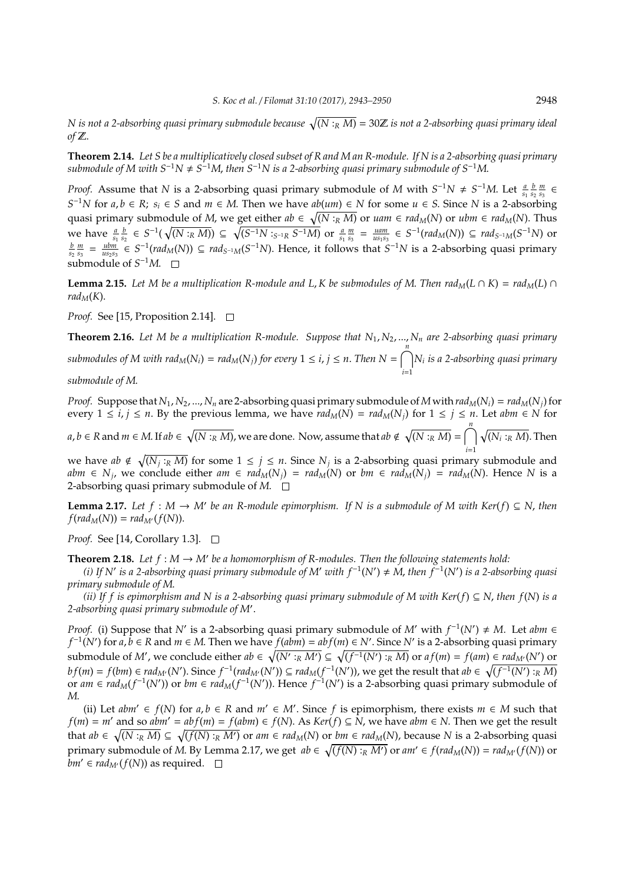$N$ *is not a 2-absorbing quasi primary submodule because* $\sqrt{(N :_R M)} = 30\mathbb{Z}$ *is not a 2-absorbing quasi primary ideal of* $\mathbb{Z}$.

**Theorem 2.14.** *Let $S$ be a multiplicatively closed subset of $R$ and $M$ an $R$-module. If $N$ is a 2-absorbing quasi primary submodule of $M$ with $S^{-1}N \neq S^{-1}M$, then $S^{-1}N$ is a 2-absorbing quasi primary submodule of $S^{-1}M$.*

*Proof.* Assume that $N$ is a 2-absorbing quasi primary submodule of $M$ with $S^{-1}N \neq S^{-1}M$. Let $\frac{a}{s_1}\frac{b}{s_2}\frac{m}{s_3} \in S^{-1}N$ for $a, b \in R$; $s_i \in S$ and $m \in M$. Then we have $ab(um) \in N$ for some $u \in S$. Since $N$ is a 2-absorbing quasi primary submodule of $M$, we get either $ab \in \sqrt{(N :_R M)}$ or $uam \in rad_M(N)$ or $ubm \in rad_M(N)$. Thus we have $\frac{a}{s_1}\frac{b}{s_2} \in S^{-1}(\sqrt{(N :_R M)}) \subseteq \sqrt{(S^{-1}N :_{S^{-1}R} S^{-1}M)}$ or $\frac{a}{s_1}\frac{m}{s_3} = \frac{uam}{us_1s_3} \in S^{-1}(rad_M(N)) \subseteq rad_{S^{-1}M}(S^{-1}N)$ or $\frac{b}{s_2}\frac{m}{s_3} = \frac{ubm}{us_2s_3} \in S^{-1}(rad_M(N)) \subseteq rad_{S^{-1}M}(S^{-1}N)$. Hence, it follows that $S^{-1}N$ is a 2-absorbing quasi primary submodule of $S^{-1}M$. □

**Lemma 2.15.** *Let $M$ be a multiplication $R$-module and $L, K$ be submodules of $M$. Then $rad_M(L \cap K) = rad_M(L) \cap rad_M(K)$.*

*Proof.* See [15, Proposition 2.14]. □

**Theorem 2.16.** *Let $M$ be a multiplication $R$-module. Suppose that $N_1, N_2, ..., N_n$ are 2-absorbing quasi primary submodules of $M$ with $rad_M(N_i) = rad_M(N_j)$ for every $1 \leq i, j \leq n$. Then $N = \bigcap_{i=1}^{n} N_i$ is a 2-absorbing quasi primary submodule of $M$.*

*Proof.* Suppose that $N_1, N_2, ..., N_n$ are 2-absorbing quasi primary submodule of $M$ with $rad_M(N_i) = rad_M(N_j)$ for every $1 \leq i, j \leq n$. By the previous lemma, we have $rad_M(N) = rad_M(N_j)$ for $1 \leq j \leq n$. Let $abm \in N$ for $a, b \in R$ and $m \in M$. If $ab \in \sqrt{(N :_R M)}$, we are done. Now, assume that $ab \notin \sqrt{(N :_R M)} = \bigcap_{i=1}^{n} \sqrt{(N_i :_R M)}$. Then we have $ab \notin \sqrt{(N_j :_R M)}$ for some $1 \leq j \leq n$. Since $N_j$ is a 2-absorbing quasi primary submodule and $abm \in N_j$, we conclude either $am \in rad_M(N_j) = rad_M(N)$ or $bm \in rad_M(N_j) = rad_M(N)$. Hence $N$ is a 2-absorbing quasi primary submodule of $M$. □

**Lemma 2.17.** *Let $f : M \to M'$ be an $R$-module epimorphism. If $N$ is a submodule of $M$ with $Ker(f) \subseteq N$, then $f(rad_M(N)) = rad_{M'}(f(N))$.*

*Proof.* See [14, Corollary 1.3]. □

**Theorem 2.18.** *Let $f : M \to M'$ be a homomorphism of $R$-modules. Then the following statements hold:*

*(i) If $N'$ is a 2-absorbing quasi primary submodule of $M'$ with $f^{-1}(N') \neq M$, then $f^{-1}(N')$ is a 2-absorbing quasi primary submodule of $M$.*

*(ii) If $f$ is epimorphism and $N$ is a 2-absorbing quasi primary submodule of $M$ with $Ker(f) \subseteq N$, then $f(N)$ is a 2-absorbing quasi primary submodule of $M'$.*

*Proof.* (i) Suppose that $N'$ is a 2-absorbing quasi primary submodule of $M'$ with $f^{-1}(N') \neq M$. Let $abm \in f^{-1}(N')$ for $a, b \in R$ and $m \in M$. Then we have $f(abm) = abf(m) \in N'$. Since $N'$ is a 2-absorbing quasi primary submodule of $M'$, we conclude either $ab \in \sqrt{(N' :_R M')} \subseteq \sqrt{(f^{-1}(N') :_R M)}$ or $af(m) = f(am) \in rad_{M'}(N')$ or $bf(m) = f(bm) \in rad_{M'}(N')$. Since $f^{-1}(rad_{M'}(N')) \subseteq rad_M(f^{-1}(N'))$, we get the result that $ab \in \sqrt{(f^{-1}(N') :_R M)}$ or $am \in rad_M(f^{-1}(N'))$ or $bm \in rad_M(f^{-1}(N'))$. Hence $f^{-1}(N')$ is a 2-absorbing quasi primary submodule of $M$.

(ii) Let $abm' \in f(N)$ for $a, b \in R$ and $m' \in M'$. Since $f$ is epimorphism, there exists $m \in M$ such that $f(m) = m'$ and so $abm' = abf(m) = f(abm) \in f(N)$. As $Ker(f) \subseteq N$, we have $abm \in N$. Then we get the result that $ab \in \sqrt{(N :_R M)} \subseteq \sqrt{(f(N) :_R M')}$ or $am \in rad_M(N)$ or $bm \in rad_M(N)$, because $N$ is a 2-absorbing quasi primary submodule of $M$. By Lemma 2.17, we get $ab \in \sqrt{(f(N) :_R M')}$ or $am' \in f(rad_M(N)) = rad_{M'}(f(N))$ or $bm' \in rad_{M'}(f(N))$ as required. □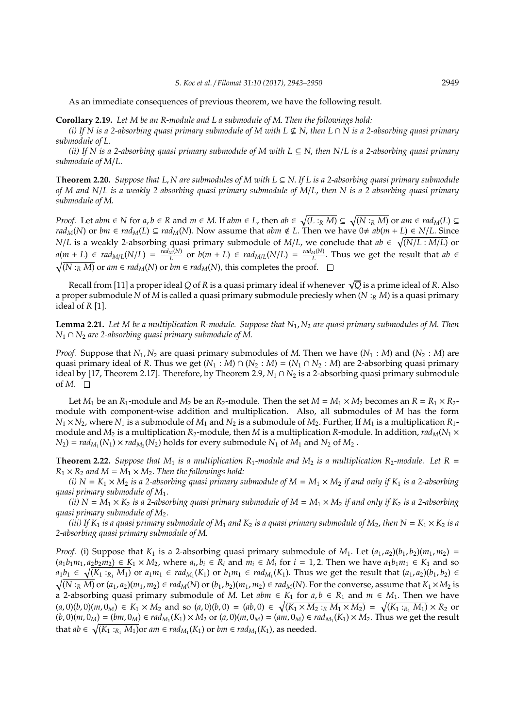As an immediate consequences of previous theorem, we have the following result.

**Corollary 2.19.** *Let $M$ be an $R$-module and $L$ a submodule of $M$. Then the followings hold:*

*(i) If $N$ is a 2-absorbing quasi primary submodule of $M$ with $L \nsubseteq N$, then $L \cap N$ is a 2-absorbing quasi primary submodule of $L$.*

*(ii) If $N$ is a 2-absorbing quasi primary submodule of $M$ with $L \subseteq N$, then $N/L$ is a 2-absorbing quasi primary submodule of $M/L$.*

**Theorem 2.20.** *Suppose that $L, N$ are submodules of $M$ with $L \subseteq N$. If $L$ is a 2-absorbing quasi primary submodule of $M$ and $N/L$ is a weakly 2-absorbing quasi primary submodule of $M/L$, then $N$ is a 2-absorbing quasi primary submodule of $M$.*

*Proof.* Let $abm \in N$ for $a, b \in R$ and $m \in M$. If $abm \in L$, then $ab \in \sqrt{(L :_R M)} \subseteq \sqrt{(N :_R M)}$ or $am \in rad_M(L) \subseteq rad_M(N)$ or $bm \in rad_M(L) \subseteq rad_M(N)$. Now assume that $abm \notin L$. Then we have $0 \neq ab(m + L) \in N/L$. Since $N/L$ is a weakly 2-absorbing quasi primary submodule of $M/L$, we conclude that $ab \in \sqrt{(N/L : M/L)}$ or $a(m + L) \in rad_{M/L}(N/L) = \frac{rad_M(N)}{L}$ or $b(m + L) \in rad_{M/L}(N/L) = \frac{rad_M(N)}{L}$. Thus we get the result that $ab \in \sqrt{(N :_R M)}$ or $am \in rad_M(N)$ or $bm \in rad_M(N)$, this completes the proof. $\square$

Recall from [11] a proper ideal $Q$ of $R$ is a quasi primary ideal if whenever $\sqrt{Q}$ is a prime ideal of $R$. Also a proper submodule $N$ of $M$ is called a quasi primary submodule preciesly when $(N :_R M)$ is a quasi primary ideal of $R$ [1].

**Lemma 2.21.** *Let $M$ be a multiplication $R$-module. Suppose that $N_1, N_2$ are quasi primary submodules of $M$. Then $N_1 \cap N_2$ are 2-absorbing quasi primary submodule of $M$.*

*Proof.* Suppose that $N_1, N_2$ are quasi primary submodules of $M$. Then we have $(N_1 : M)$ and $(N_2 : M)$ are quasi primary ideal of $R$. Thus we get $(N_1 : M) \cap (N_2 : M) = (N_1 \cap N_2 : M)$ are 2-absorbing quasi primary ideal by [17, Theorem 2.17]. Therefore, by Theorem 2.9, $N_1 \cap N_2$ is a 2-absorbing quasi primary submodule of $M$. $\square$

Let $M_1$ be an $R_1$-module and $M_2$ be an $R_2$-module. Then the set $M = M_1 \times M_2$ becomes an $R = R_1 \times R_2$-module with component-wise addition and multiplication. Also, all submodules of $M$ has the form $N_1 \times N_2$, where $N_1$ is a submodule of $M_1$ and $N_2$ is a submodule of $M_2$. Further, If $M_1$ is a multiplication $R_1$-module and $M_2$ is a multiplication $R_2$-module, then $M$ is a multiplication $R$-module. In addition, $rad_M(N_1 \times N_2) = rad_{M_1}(N_1) \times rad_{M_2}(N_2)$ holds for every submodule $N_1$ of $M_1$ and $N_2$ of $M_2$.

**Theorem 2.22.** *Suppose that $M_1$ is a multiplication $R_1$-module and $M_2$ is a multiplication $R_2$-module. Let $R = R_1 \times R_2$ and $M = M_1 \times M_2$. Then the followings hold:*

*(i) $N = K_1 \times M_2$ is a 2-absorbing quasi primary submodule of $M = M_1 \times M_2$ if and only if $K_1$ is a 2-absorbing quasi primary submodule of $M_1$.*

*(ii) $N = M_1 \times K_2$ is a 2-absorbing quasi primary submodule of $M = M_1 \times M_2$ if and only if $K_2$ is a 2-absorbing quasi primary submodule of $M_2$.*

*(iii) If $K_1$ is a quasi primary submodule of $M_1$ and $K_2$ is a quasi primary submodule of $M_2$, then $N = K_1 \times K_2$ is a 2-absorbing quasi primary submodule of $M$.*

*Proof.* (i) Suppose that $K_1$ is a 2-absorbing quasi primary submodule of $M_1$. Let $(a_1, a_2)(b_1, b_2)(m_1, m_2) = (a_1b_1m_1, a_2b_2m_2) \in K_1 \times M_2$, where $a_i, b_i \in R_i$ and $m_i \in M_i$ for $i = 1, 2$. Then we have $a_1b_1m_1 \in K_1$ and so $a_1b_1 \in \sqrt{(K_1 :_{R_1} M_1)}$ or $a_1m_1 \in rad_{M_1}(K_1)$ or $b_1m_1 \in rad_{M_1}(K_1)$. Thus we get the result that $(a_1, a_2)(b_1, b_2) \in \sqrt{(N :_R M)}$ or $(a_1, a_2)(m_1, m_2) \in rad_M(N)$ or $(b_1, b_2)(m_1, m_2) \in rad_M(N)$. For the converse, assume that $K_1 \times M_2$ is a 2-absorbing quasi primary submodule of $M$. Let $abm \in K_1$ for $a, b \in R_1$ and $m \in M_1$. Then we have $(a, 0)(b, 0)(m, 0_M) \in K_1 \times M_2$ and so $(a, 0)(b, 0) = (ab, 0) \in \sqrt{(K_1 \times M_2 :_R M_1 \times M_2)} = \sqrt{(K_1 :_{R_1} M_1)} \times R_2$ or $(b, 0)(m, 0_M) = (bm, 0_M) \in rad_{M_1}(K_1) \times M_2$ or $(a, 0)(m, 0_M) = (am, 0_M) \in rad_{M_1}(K_1) \times M_2$. Thus we get the result that $ab \in \sqrt{(K_1 :_{R_1} M_1)}$or $am \in rad_{M_1}(K_1)$ or $bm \in rad_{M_1}(K_1)$, as needed.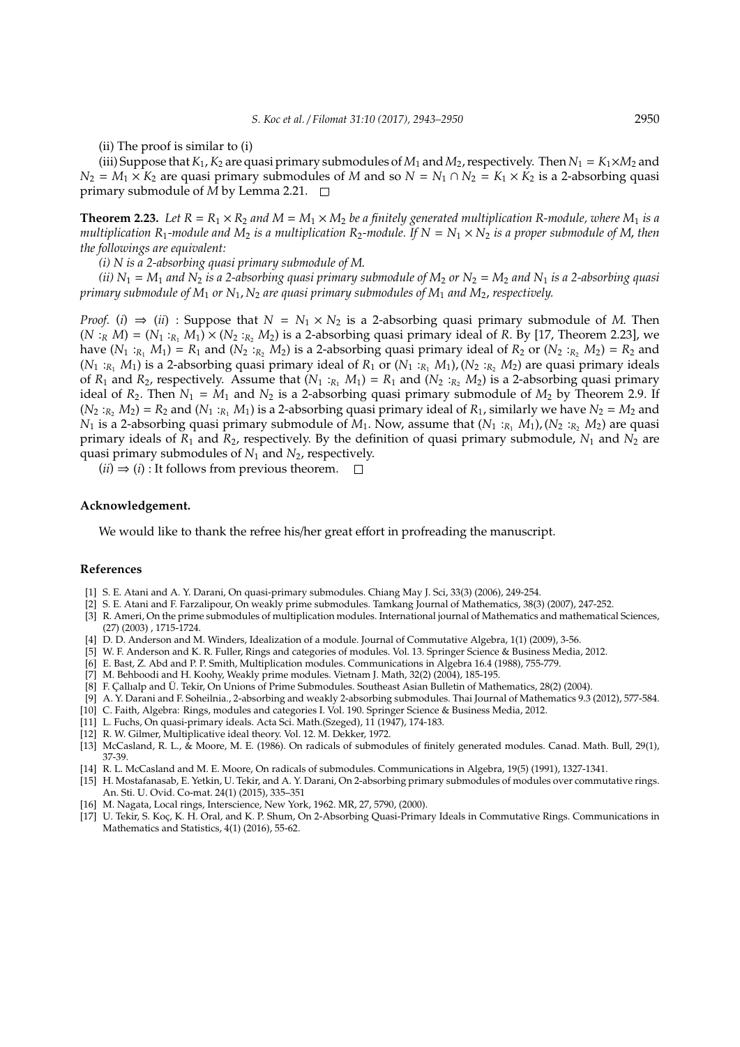(ii) The proof is similar to (i)

(iii) Suppose that $K_1, K_2$ are quasi primary submodules of $M_1$ and $M_2$, respectively. Then $N_1 = K_1 \times M_2$ and $N_2 = M_1 \times K_2$ are quasi primary submodules of $M$ and so $N = N_1 \cap N_2 = K_1 \times K_2$ is a 2-absorbing quasi primary submodule of $M$ by Lemma 2.21. $\square$

**Theorem 2.23.** *Let $R = R_1 \times R_2$ and $M = M_1 \times M_2$ be a finitely generated multiplication $R$-module, where $M_1$ is a multiplication $R_1$-module and $M_2$ is a multiplication $R_2$-module. If $N = N_1 \times N_2$ is a proper submodule of $M$, then the followings are equivalent:*

*(i) $N$ is a 2-absorbing quasi primary submodule of $M$.*

*(ii) $N_1 = M_1$ and $N_2$ is a 2-absorbing quasi primary submodule of $M_2$ or $N_2 = M_2$ and $N_1$ is a 2-absorbing quasi primary submodule of $M_1$ or $N_1, N_2$ are quasi primary submodules of $M_1$ and $M_2$, respectively.*

*Proof.* $(i) \Rightarrow (ii)$ : Suppose that $N = N_1 \times N_2$ is a 2-absorbing quasi primary submodule of $M$. Then $(N :_R M) = (N_1 :_{R_1} M_1) \times (N_2 :_{R_2} M_2)$ is a 2-absorbing quasi primary ideal of $R$. By [17, Theorem 2.23], we have $(N_1 :_{R_1} M_1) = R_1$ and $(N_2 :_{R_2} M_2)$ is a 2-absorbing quasi primary ideal of $R_2$ or $(N_2 :_{R_2} M_2) = R_2$ and $(N_1 :_{R_1} M_1)$ is a 2-absorbing quasi primary ideal of $R_1$ or $(N_1 :_{R_1} M_1), (N_2 :_{R_2} M_2)$ are quasi primary ideals of $R_1$ and $R_2$, respectively. Assume that $(N_1 :_{R_1} M_1) = R_1$ and $(N_2 :_{R_2} M_2)$ is a 2-absorbing quasi primary ideal of $R_2$. Then $N_1 = M_1$ and $N_2$ is a 2-absorbing quasi primary submodule of $M_2$ by Theorem 2.9. If $(N_2 :_{R_2} M_2) = R_2$ and $(N_1 :_{R_1} M_1)$ is a 2-absorbing quasi primary ideal of $R_1$, similarly we have $N_2 = M_2$ and $N_1$ is a 2-absorbing quasi primary submodule of $M_1$. Now, assume that $(N_1 :_{R_1} M_1), (N_2 :_{R_2} M_2)$ are quasi primary ideals of $R_1$ and $R_2$, respectively. By the definition of quasi primary submodule, $N_1$ and $N_2$ are quasi primary submodules of $N_1$ and $N_2$, respectively.

$(ii) \Rightarrow (i)$ : It follows from previous theorem. $\square$

## Acknowledgement.

We would like to thank the refree his/her great effort in profreading the manuscript.

## References

[1] S. E. Atani and A. Y. Darani, On quasi-primary submodules. Chiang May J. Sci, 33(3) (2006), 249-254.

[2] S. E. Atani and F. Farzalipour, On weakly prime submodules. Tamkang Journal of Mathematics, 38(3) (2007), 247-252.

[3] R. Ameri, On the prime submodules of multiplication modules. International journal of Mathematics and mathematical Sciences, (27) (2003) , 1715-1724.

[4] D. D. Anderson and M. Winders, Idealization of a module. Journal of Commutative Algebra, 1(1) (2009), 3-56.

[5] W. F. Anderson and K. R. Fuller, Rings and categories of modules. Vol. 13. Springer Science & Business Media, 2012.

[6] E. Bast, Z. Abd and P. P. Smith, Multiplication modules. Communications in Algebra 16.4 (1988), 755-779.

[7] M. Behboodi and H. Koohy, Weakly prime modules. Vietnam J. Math, 32(2) (2004), 185-195.

[8] F. Çallıalp and Ü. Tekir, On Unions of Prime Submodules. Southeast Asian Bulletin of Mathematics, 28(2) (2004).

[9] A. Y. Darani and F. Soheilnia., 2-absorbing and weakly 2-absorbing submodules. Thai Journal of Mathematics 9.3 (2012), 577-584.

[10] C. Faith, Algebra: Rings, modules and categories I. Vol. 190. Springer Science & Business Media, 2012.

[11] L. Fuchs, On quasi-primary ideals. Acta Sci. Math.(Szeged), 11 (1947), 174-183.

[12] R. W. Gilmer, Multiplicative ideal theory. Vol. 12. M. Dekker, 1972.

[13] McCasland, R. L., & Moore, M. E. (1986). On radicals of submodules of finitely generated modules. Canad. Math. Bull, 29(1), 37-39.

[14] R. L. McCasland and M. E. Moore, On radicals of submodules. Communications in Algebra, 19(5) (1991), 1327-1341.

[15] H. Mostafanasab, E. Yetkin, U. Tekir, and A. Y. Darani, On 2-absorbing primary submodules of modules over commutative rings. An. Sti. U. Ovid. Co-mat. 24(1) (2015), 335–351

[16] M. Nagata, Local rings, Interscience, New York, 1962. MR, 27, 5790, (2000).

[17] U. Tekir, S. Koç, K. H. Oral, and K. P. Shum, On 2-Absorbing Quasi-Primary Ideals in Commutative Rings. Communications in Mathematics and Statistics, 4(1) (2016), 55-62.